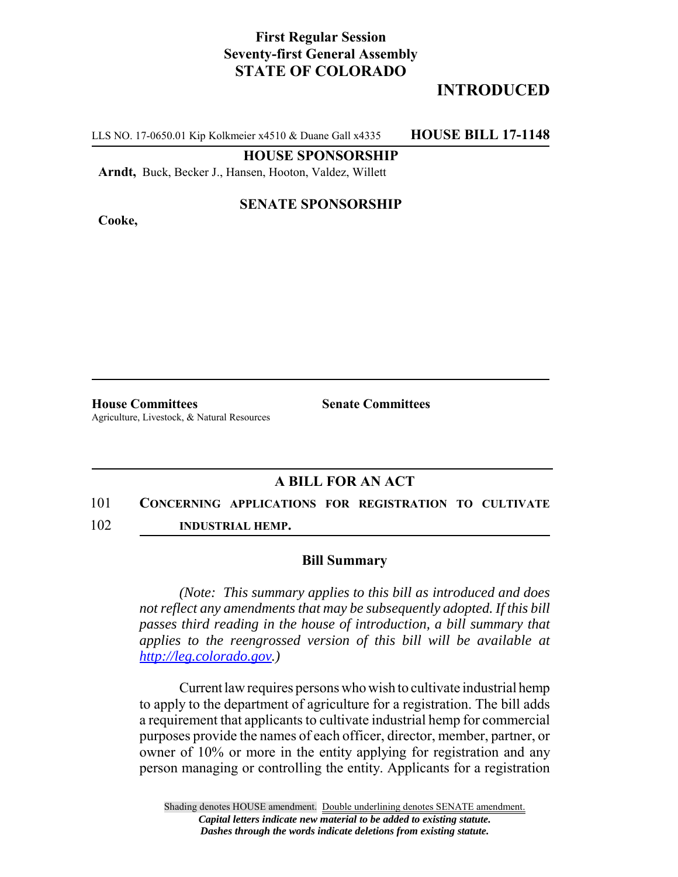**First Regular Session**
**Seventy-first General Assembly**
**STATE OF COLORADO**

**INTRODUCED**

LLS NO. 17-0650.01 Kip Kolkmeier x4510 & Duane Gall x4335 **HOUSE BILL 17-1148**

**HOUSE SPONSORSHIP**

**Arndt,** Buck, Becker J., Hansen, Hooton, Valdez, Willett

**SENATE SPONSORSHIP**

**Cooke,**

**House Committees**
Agriculture, Livestock, & Natural Resources

**Senate Committees**

## A BILL FOR AN ACT

101 **CONCERNING APPLICATIONS FOR REGISTRATION TO CULTIVATE**
102 **INDUSTRIAL HEMP.**

### Bill Summary

*(Note: This summary applies to this bill as introduced and does not reflect any amendments that may be subsequently adopted. If this bill passes third reading in the house of introduction, a bill summary that applies to the reengrossed version of this bill will be available at http://leg.colorado.gov.)*

Current law requires persons who wish to cultivate industrial hemp to apply to the department of agriculture for a registration. The bill adds a requirement that applicants to cultivate industrial hemp for commercial purposes provide the names of each officer, director, member, partner, or owner of 10% or more in the entity applying for registration and any person managing or controlling the entity. Applicants for a registration

Shading denotes HOUSE amendment. Double underlining denotes SENATE amendment.
*Capital letters indicate new material to be added to existing statute.*
*Dashes through the words indicate deletions from existing statute.*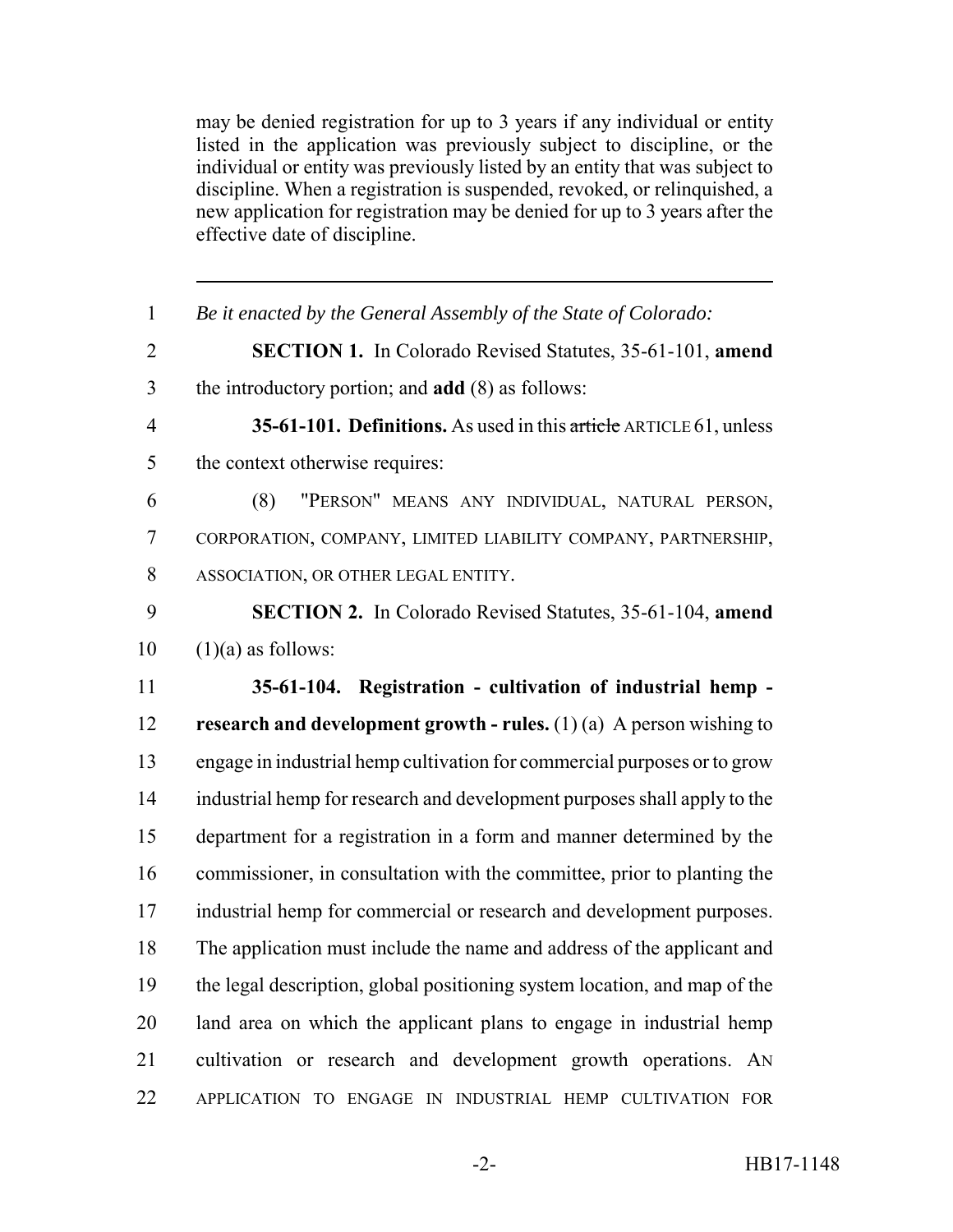may be denied registration for up to 3 years if any individual or entity listed in the application was previously subject to discipline, or the individual or entity was previously listed by an entity that was subject to discipline. When a registration is suspended, revoked, or relinquished, a new application for registration may be denied for up to 3 years after the effective date of discipline.

---

*Be it enacted by the General Assembly of the State of Colorado:*

**SECTION 1.** In Colorado Revised Statutes, 35-61-101, **amend** the introductory portion; and **add** (8) as follows:

**35-61-101. Definitions.** As used in this ~~article~~ ARTICLE 61, unless the context otherwise requires:

(8) "PERSON" MEANS ANY INDIVIDUAL, NATURAL PERSON, CORPORATION, COMPANY, LIMITED LIABILITY COMPANY, PARTNERSHIP, ASSOCIATION, OR OTHER LEGAL ENTITY.

**SECTION 2.** In Colorado Revised Statutes, 35-61-104, **amend** (1)(a) as follows:

**35-61-104. Registration - cultivation of industrial hemp - research and development growth - rules.** (1) (a) A person wishing to engage in industrial hemp cultivation for commercial purposes or to grow industrial hemp for research and development purposes shall apply to the department for a registration in a form and manner determined by the commissioner, in consultation with the committee, prior to planting the industrial hemp for commercial or research and development purposes. The application must include the name and address of the applicant and the legal description, global positioning system location, and map of the land area on which the applicant plans to engage in industrial hemp cultivation or research and development growth operations. AN APPLICATION TO ENGAGE IN INDUSTRIAL HEMP CULTIVATION FOR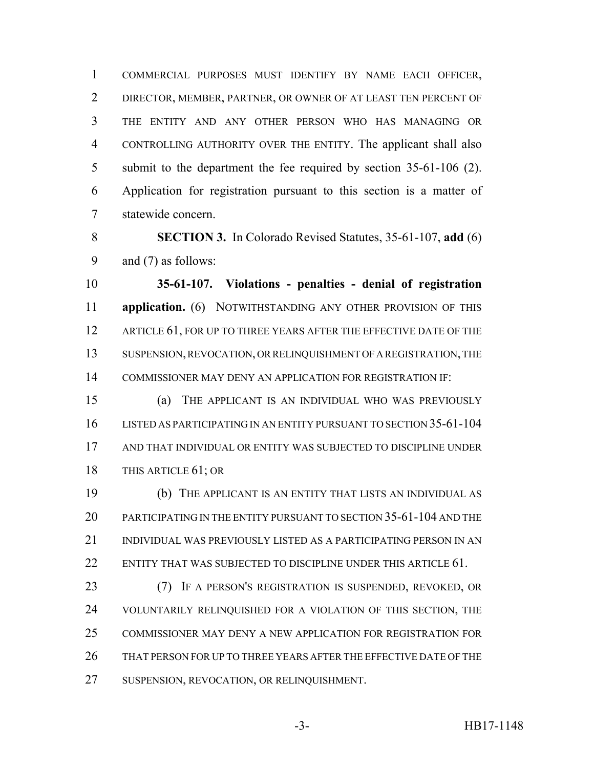COMMERCIAL PURPOSES MUST IDENTIFY BY NAME EACH OFFICER, DIRECTOR, MEMBER, PARTNER, OR OWNER OF AT LEAST TEN PERCENT OF THE ENTITY AND ANY OTHER PERSON WHO HAS MANAGING OR CONTROLLING AUTHORITY OVER THE ENTITY. The applicant shall also submit to the department the fee required by section 35-61-106 (2). Application for registration pursuant to this section is a matter of statewide concern.

**SECTION 3.** In Colorado Revised Statutes, 35-61-107, **add** (6) and (7) as follows:

**35-61-107. Violations - penalties - denial of registration application.** (6) NOTWITHSTANDING ANY OTHER PROVISION OF THIS ARTICLE 61, FOR UP TO THREE YEARS AFTER THE EFFECTIVE DATE OF THE SUSPENSION, REVOCATION, OR RELINQUISHMENT OF A REGISTRATION, THE COMMISSIONER MAY DENY AN APPLICATION FOR REGISTRATION IF:

(a) THE APPLICANT IS AN INDIVIDUAL WHO WAS PREVIOUSLY LISTED AS PARTICIPATING IN AN ENTITY PURSUANT TO SECTION 35-61-104 AND THAT INDIVIDUAL OR ENTITY WAS SUBJECTED TO DISCIPLINE UNDER THIS ARTICLE 61; OR

(b) THE APPLICANT IS AN ENTITY THAT LISTS AN INDIVIDUAL AS PARTICIPATING IN THE ENTITY PURSUANT TO SECTION 35-61-104 AND THE INDIVIDUAL WAS PREVIOUSLY LISTED AS A PARTICIPATING PERSON IN AN ENTITY THAT WAS SUBJECTED TO DISCIPLINE UNDER THIS ARTICLE 61.

(7) IF A PERSON'S REGISTRATION IS SUSPENDED, REVOKED, OR VOLUNTARILY RELINQUISHED FOR A VIOLATION OF THIS SECTION, THE COMMISSIONER MAY DENY A NEW APPLICATION FOR REGISTRATION FOR THAT PERSON FOR UP TO THREE YEARS AFTER THE EFFECTIVE DATE OF THE SUSPENSION, REVOCATION, OR RELINQUISHMENT.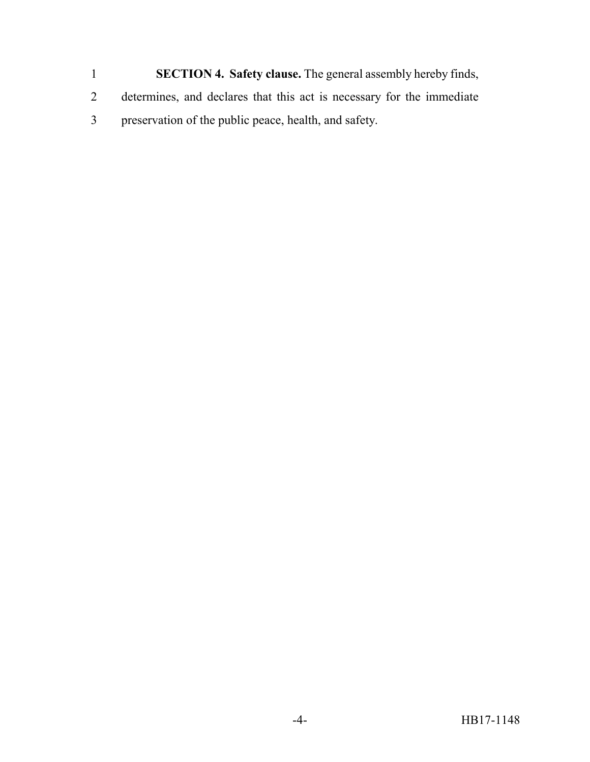**SECTION 4. Safety clause.** The general assembly hereby finds, determines, and declares that this act is necessary for the immediate preservation of the public peace, health, and safety.